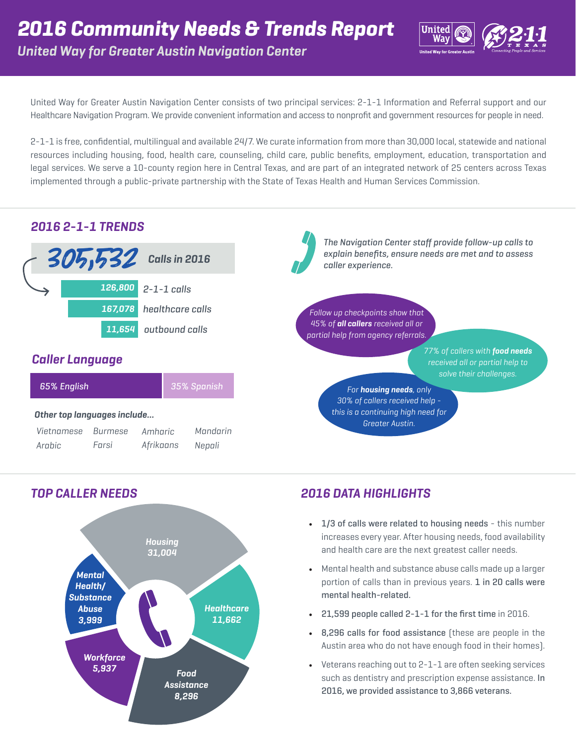# 2016 Community Needs & Trends Report

## United Way for Greater Austin Navigation Center

United Way for Greater Austin Navigation Center consists of two principal services: 2-1-1 Information and Referral support and our Healthcare Navigation Program. We provide convenient information and access to nonprofit and government resources for people in need.

2-1-1 is free, confidential, multilingual and available 24/7. We curate information from more than 30,000 local, statewide and national resources including housing, food, health care, counseling, child care, public benefits, employment, education, transportation and legal services. We serve a 10-county region here in Central Texas, and are part of an integrated network of 25 centers across Texas implemented through a public-private partnership with the State of Texas Health and Human Services Commission.

## 2016 2-1-1 TRENDS

**305,532** Calls in 2016

- 126,800 2-1-1 calls
- 167,078 healthcare calls
- 11,654 outbound calls

*The Navigation Center staff provide follow-up calls to explain benefits, ensure needs are met and to assess caller experience.*

- Follow up checkpoints show that 45% of **all callers** received all or partial help from agency referrals.
- 77% of callers with **food needs** received all or partial help to solve their challenges.
- For **housing needs**, only 30% of callers received help - this is a continuing high need for Greater Austin.

### Caller Language

65% English | 35% Spanish

**Other top languages include...**

Vietnamese, Burmese, Amharic, Mandarin, Arabic, Farsi, Afrikaans, Nepali

## TOP CALLER NEEDS

- Housing 31,004
- Healthcare 11,662
- Food Assistance 8,296
- Workforce 5,937
- Mental Health/ Substance Abuse 3,999

## 2016 DATA HIGHLIGHTS

- 1/3 of calls were related to housing needs - this number increases every year. After housing needs, food availability and health care are the next greatest caller needs.
- Mental health and substance abuse calls made up a larger portion of calls than in previous years. 1 in 20 calls were mental health-related.
- 21,599 people called 2-1-1 for the first time in 2016.
- 8,296 calls for food assistance (these are people in the Austin area who do not have enough food in their homes).
- Veterans reaching out to 2-1-1 are often seeking services such as dentistry and prescription expense assistance. In 2016, we provided assistance to 3,866 veterans.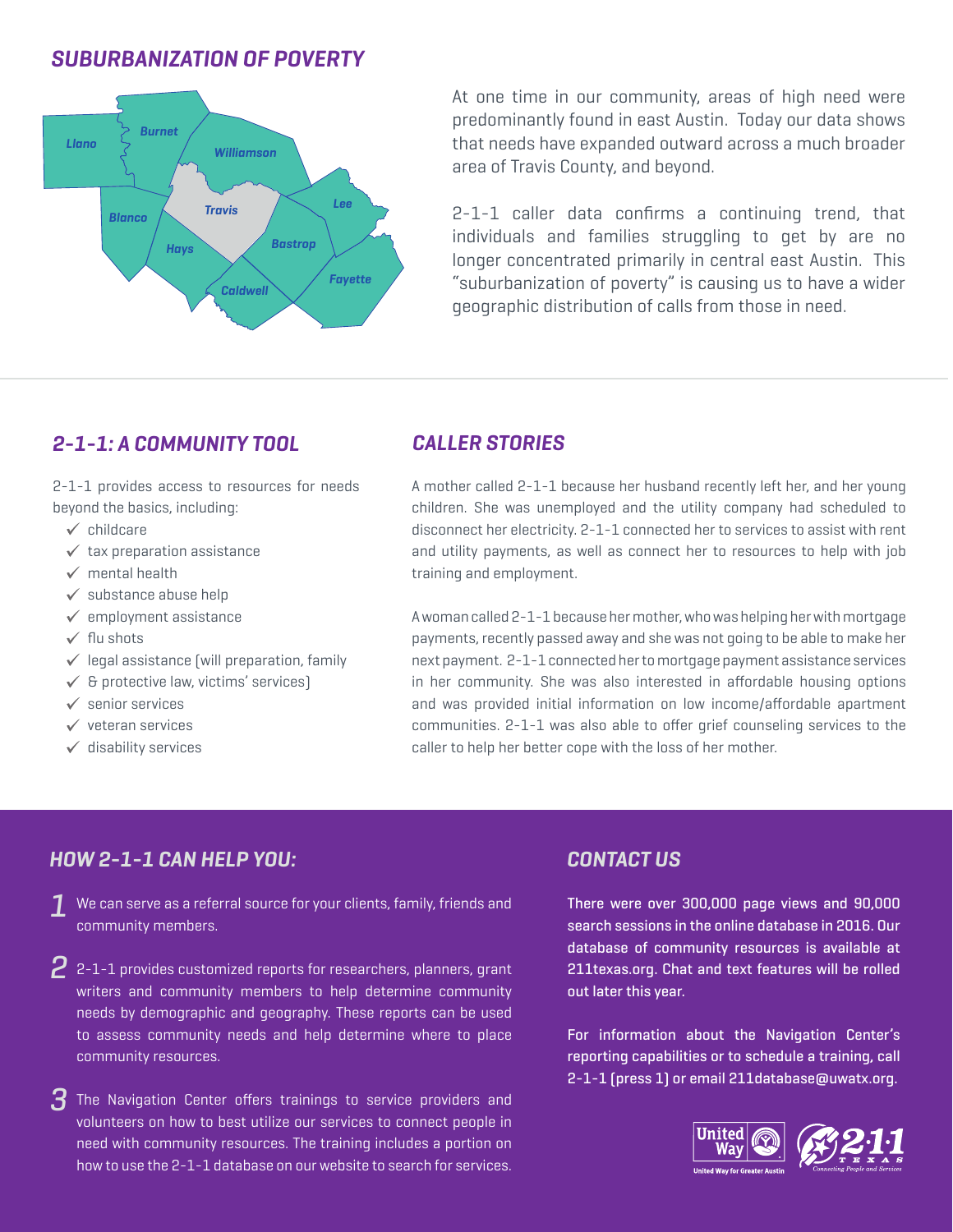## SUBURBANIZATION OF POVERTY

Llano
Burnet
Williamson
Travis
Lee
Blanco
Hays
Bastrop
Caldwell
Fayette

At one time in our community, areas of high need were predominantly found in east Austin. Today our data shows that needs have expanded outward across a much broader area of Travis County, and beyond.

2-1-1 caller data confirms a continuing trend, that individuals and families struggling to get by are no longer concentrated primarily in central east Austin. This "suburbanization of poverty" is causing us to have a wider geographic distribution of calls from those in need.

## 2-1-1: A COMMUNITY TOOL

2-1-1 provides access to resources for needs beyond the basics, including:

- ✓ childcare
- ✓ tax preparation assistance
- ✓ mental health
- ✓ substance abuse help
- ✓ employment assistance
- ✓ flu shots
- ✓ legal assistance (will preparation, family
- ✓ & protective law, victims' services)
- ✓ senior services
- ✓ veteran services
- ✓ disability services

## CALLER STORIES

A mother called 2-1-1 because her husband recently left her, and her young children. She was unemployed and the utility company had scheduled to disconnect her electricity. 2-1-1 connected her to services to assist with rent and utility payments, as well as connect her to resources to help with job training and employment.

A woman called 2-1-1 because her mother, who was helping her with mortgage payments, recently passed away and she was not going to be able to make her next payment. 2-1-1 connected her to mortgage payment assistance services in her community. She was also interested in affordable housing options and was provided initial information on low income/affordable apartment communities. 2-1-1 was also able to offer grief counseling services to the caller to help her better cope with the loss of her mother.

## HOW 2-1-1 CAN HELP YOU:

1. We can serve as a referral source for your clients, family, friends and community members.
2. 2-1-1 provides customized reports for researchers, planners, grant writers and community members to help determine community needs by demographic and geography. These reports can be used to assess community needs and help determine where to place community resources.
3. The Navigation Center offers trainings to service providers and volunteers on how to best utilize our services to connect people in need with community resources. The training includes a portion on how to use the 2-1-1 database on our website to search for services.

## CONTACT US

There were over 300,000 page views and 90,000 search sessions in the online database in 2016. Our database of community resources is available at 211texas.org. Chat and text features will be rolled out later this year.

For information about the Navigation Center's reporting capabilities or to schedule a training, call 2-1-1 (press 1) or email 211database@uwatx.org.

United Way
United Way for Greater Austin

2-1-1 TEXAS
Connecting People and Services